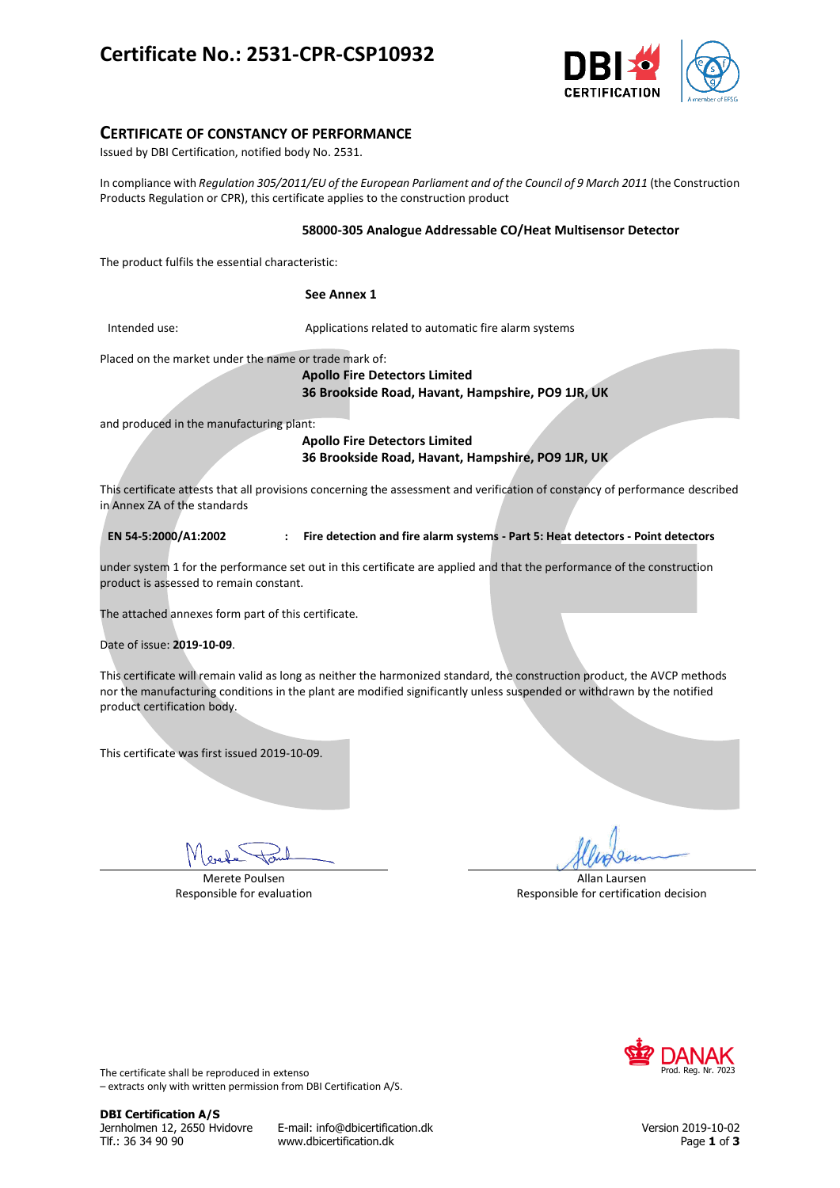# Certificate No.: 2531-CPR-CSP10932

## CERTIFICATE OF CONSTANCY OF PERFORMANCE

Issued by DBI Certification, notified body No. 2531.

In compliance with *Regulation 305/2011/EU of the European Parliament and of the Council of 9 March 2011* (the Construction Products Regulation or CPR), this certificate applies to the construction product

**58000-305 Analogue Addressable CO/Heat Multisensor Detector**

The product fulfils the essential characteristic:

**See Annex 1**

Intended use: Applications related to automatic fire alarm systems

Placed on the market under the name or trade mark of:

**Apollo Fire Detectors Limited**
**36 Brookside Road, Havant, Hampshire, PO9 1JR, UK**

and produced in the manufacturing plant:

**Apollo Fire Detectors Limited**
**36 Brookside Road, Havant, Hampshire, PO9 1JR, UK**

This certificate attests that all provisions concerning the assessment and verification of constancy of performance described in Annex ZA of the standards

**EN 54-5:2000/A1:2002** : **Fire detection and fire alarm systems - Part 5: Heat detectors - Point detectors**

under system 1 for the performance set out in this certificate are applied and that the performance of the construction product is assessed to remain constant.

The attached annexes form part of this certificate.

Date of issue: **2019-10-09**.

This certificate will remain valid as long as neither the harmonized standard, the construction product, the AVCP methods nor the manufacturing conditions in the plant are modified significantly unless suspended or withdrawn by the notified product certification body.

This certificate was first issued 2019-10-09.

Merete Poulsen
Responsible for evaluation

Allan Laursen
Responsible for certification decision

DANAK Prod. Reg. Nr. 7023

The certificate shall be reproduced in extenso
– extracts only with written permission from DBI Certification A/S.

**DBI Certification A/S**
Jernholmen 12, 2650 Hvidovre
Tlf.: 36 34 90 90

E-mail: info@dbicertification.dk
www.dbicertification.dk

Version 2019-10-02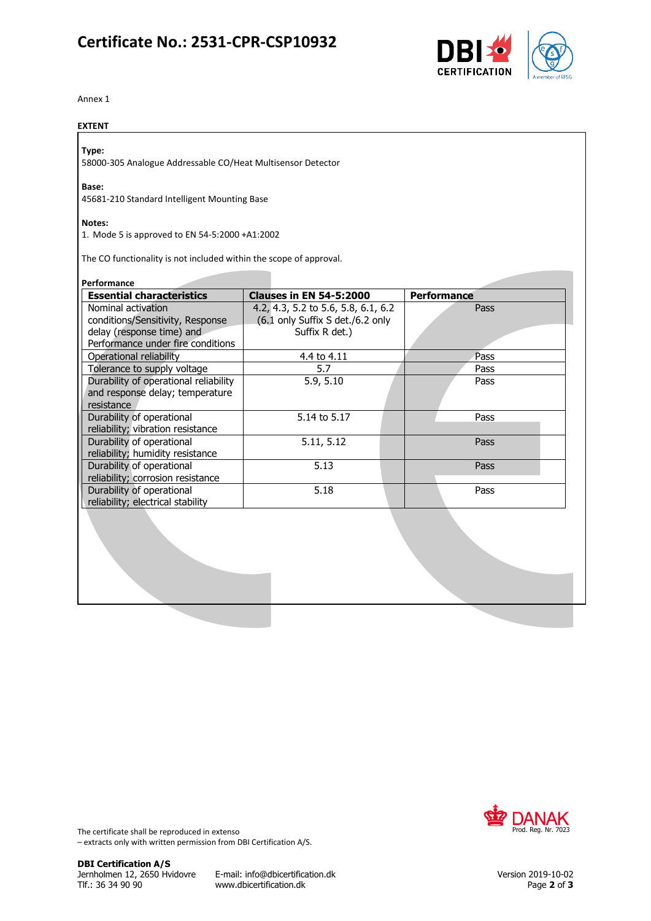# Certificate No.: 2531-CPR-CSP10932

Annex 1

**EXTENT**

**Type:**
58000-305 Analogue Addressable CO/Heat Multisensor Detector

**Base:**
45681-210 Standard Intelligent Mounting Base

**Notes:**
1. Mode 5 is approved to EN 54-5:2000 +A1:2002

The CO functionality is not included within the scope of approval.

**Performance**

| Essential characteristics | Clauses in EN 54-5:2000 | Performance |
|---|---|---|
| Nominal activation conditions/Sensitivity, Response delay (response time) and Performance under fire conditions | 4.2, 4.3, 5.2 to 5.6, 5.8, 6.1, 6.2 (6.1 only Suffix S det./6.2 only Suffix R det.) | Pass |
| Operational reliability | 4.4 to 4.11 | Pass |
| Tolerance to supply voltage | 5.7 | Pass |
| Durability of operational reliability and response delay; temperature resistance | 5.9, 5.10 | Pass |
| Durability of operational reliability; vibration resistance | 5.14 to 5.17 | Pass |
| Durability of operational reliability; humidity resistance | 5.11, 5.12 | Pass |
| Durability of operational reliability; corrosion resistance | 5.13 | Pass |
| Durability of operational reliability; electrical stability | 5.18 | Pass |

The certificate shall be reproduced in extenso
– extracts only with written permission from DBI Certification A/S.

DANAK Prod. Reg. Nr. 7023

**DBI Certification A/S**
Jernholmen 12, 2650 Hvidovre
Tlf.: 36 34 90 90

E-mail: info@dbicertification.dk
www.dbicertification.dk

Version 2019-10-02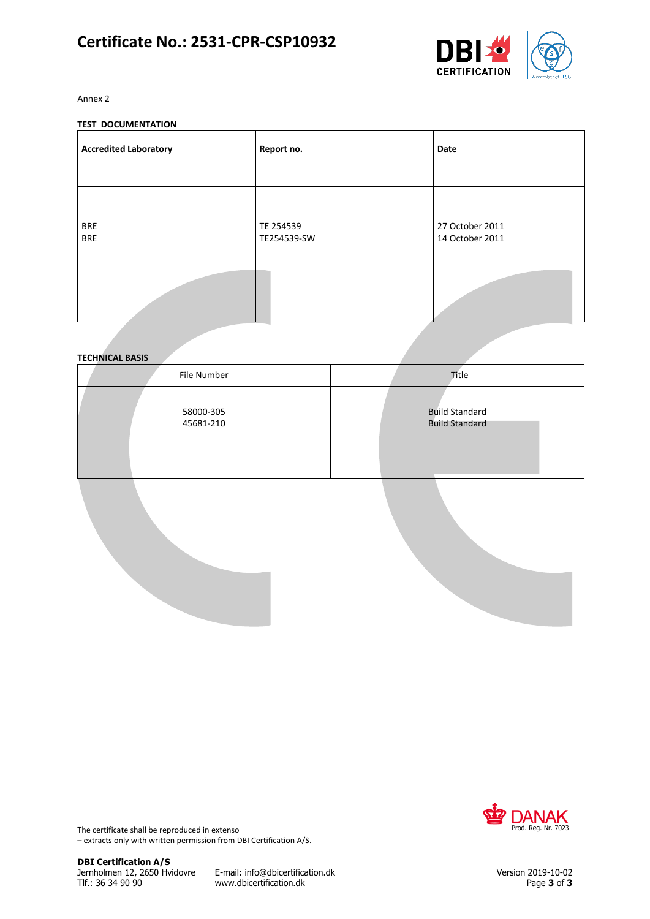# Certificate No.: 2531-CPR-CSP10932

Annex 2

**TEST DOCUMENTATION**

| **Accredited Laboratory** | **Report no.** | **Date** |
|---|---|---|
| BRE<br>BRE | TE 254539<br>TE254539-SW | 27 October 2011<br>14 October 2011 |

**TECHNICAL BASIS**

| File Number | Title |
|---|---|
| 58000-305<br>45681-210 | Build Standard<br>Build Standard |

The certificate shall be reproduced in extenso
– extracts only with written permission from DBI Certification A/S.

**DBI Certification A/S**
Jernholmen 12, 2650 Hvidovre
Tlf.: 36 34 90 90

E-mail: info@dbicertification.dk
www.dbicertification.dk

Version 2019-10-02